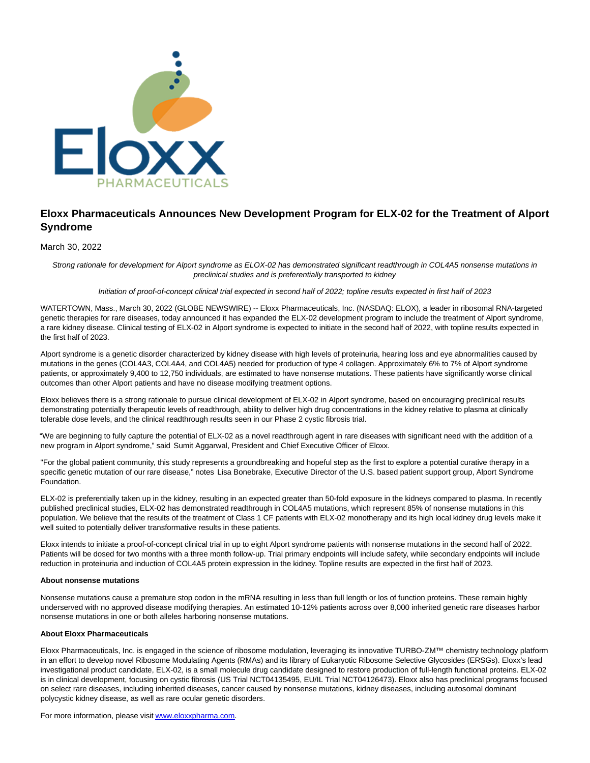# Eloxx Pharmaceuticals Announces New Development Program for ELX-02 for the Treatment of Alport Syndrome

March 30, 2022

*Strong rationale for development for Alport syndrome as ELOX-02 has demonstrated significant readthrough in COL4A5 nonsense mutations in preclinical studies and is preferentially transported to kidney*

*Initiation of proof-of-concept clinical trial expected in second half of 2022; topline results expected in first half of 2023*

WATERTOWN, Mass., March 30, 2022 (GLOBE NEWSWIRE) -- Eloxx Pharmaceuticals, Inc. (NASDAQ: ELOX), a leader in ribosomal RNA-targeted genetic therapies for rare diseases, today announced it has expanded the ELX-02 development program to include the treatment of Alport syndrome, a rare kidney disease. Clinical testing of ELX-02 in Alport syndrome is expected to initiate in the second half of 2022, with topline results expected in the first half of 2023.

Alport syndrome is a genetic disorder characterized by kidney disease with high levels of proteinuria, hearing loss and eye abnormalities caused by mutations in the genes (COL4A3, COL4A4, and COL4A5) needed for production of type 4 collagen. Approximately 6% to 7% of Alport syndrome patients, or approximately 9,400 to 12,750 individuals, are estimated to have nonsense mutations. These patients have significantly worse clinical outcomes than other Alport patients and have no disease modifying treatment options.

Eloxx believes there is a strong rationale to pursue clinical development of ELX-02 in Alport syndrome, based on encouraging preclinical results demonstrating potentially therapeutic levels of readthrough, ability to deliver high drug concentrations in the kidney relative to plasma at clinically tolerable dose levels, and the clinical readthrough results seen in our Phase 2 cystic fibrosis trial.

"We are beginning to fully capture the potential of ELX-02 as a novel readthrough agent in rare diseases with significant need with the addition of a new program in Alport syndrome," said Sumit Aggarwal, President and Chief Executive Officer of Eloxx.

"For the global patient community, this study represents a groundbreaking and hopeful step as the first to explore a potential curative therapy in a specific genetic mutation of our rare disease," notes Lisa Bonebrake, Executive Director of the U.S. based patient support group, Alport Syndrome Foundation.

ELX-02 is preferentially taken up in the kidney, resulting in an expected greater than 50-fold exposure in the kidneys compared to plasma. In recently published preclinical studies, ELX-02 has demonstrated readthrough in COL4A5 mutations, which represent 85% of nonsense mutations in this population. We believe that the results of the treatment of Class 1 CF patients with ELX-02 monotherapy and its high local kidney drug levels make it well suited to potentially deliver transformative results in these patients.

Eloxx intends to initiate a proof-of-concept clinical trial in up to eight Alport syndrome patients with nonsense mutations in the second half of 2022. Patients will be dosed for two months with a three month follow-up. Trial primary endpoints will include safety, while secondary endpoints will include reduction in proteinuria and induction of COL4A5 protein expression in the kidney. Topline results are expected in the first half of 2023.

**About nonsense mutations**

Nonsense mutations cause a premature stop codon in the mRNA resulting in less than full length or los of function proteins. These remain highly underserved with no approved disease modifying therapies. An estimated 10-12% patients across over 8,000 inherited genetic rare diseases harbor nonsense mutations in one or both alleles harboring nonsense mutations.

**About Eloxx Pharmaceuticals**

Eloxx Pharmaceuticals, Inc. is engaged in the science of ribosome modulation, leveraging its innovative TURBO-ZM™ chemistry technology platform in an effort to develop novel Ribosome Modulating Agents (RMAs) and its library of Eukaryotic Ribosome Selective Glycosides (ERSGs). Eloxx's lead investigational product candidate, ELX-02, is a small molecule drug candidate designed to restore production of full-length functional proteins. ELX-02 is in clinical development, focusing on cystic fibrosis (US Trial NCT04135495, EU/IL Trial NCT04126473). Eloxx also has preclinical programs focused on select rare diseases, including inherited diseases, cancer caused by nonsense mutations, kidney diseases, including autosomal dominant polycystic kidney disease, as well as rare ocular genetic disorders.

For more information, please visit [www.eloxxpharma.com](http://www.eloxxpharma.com).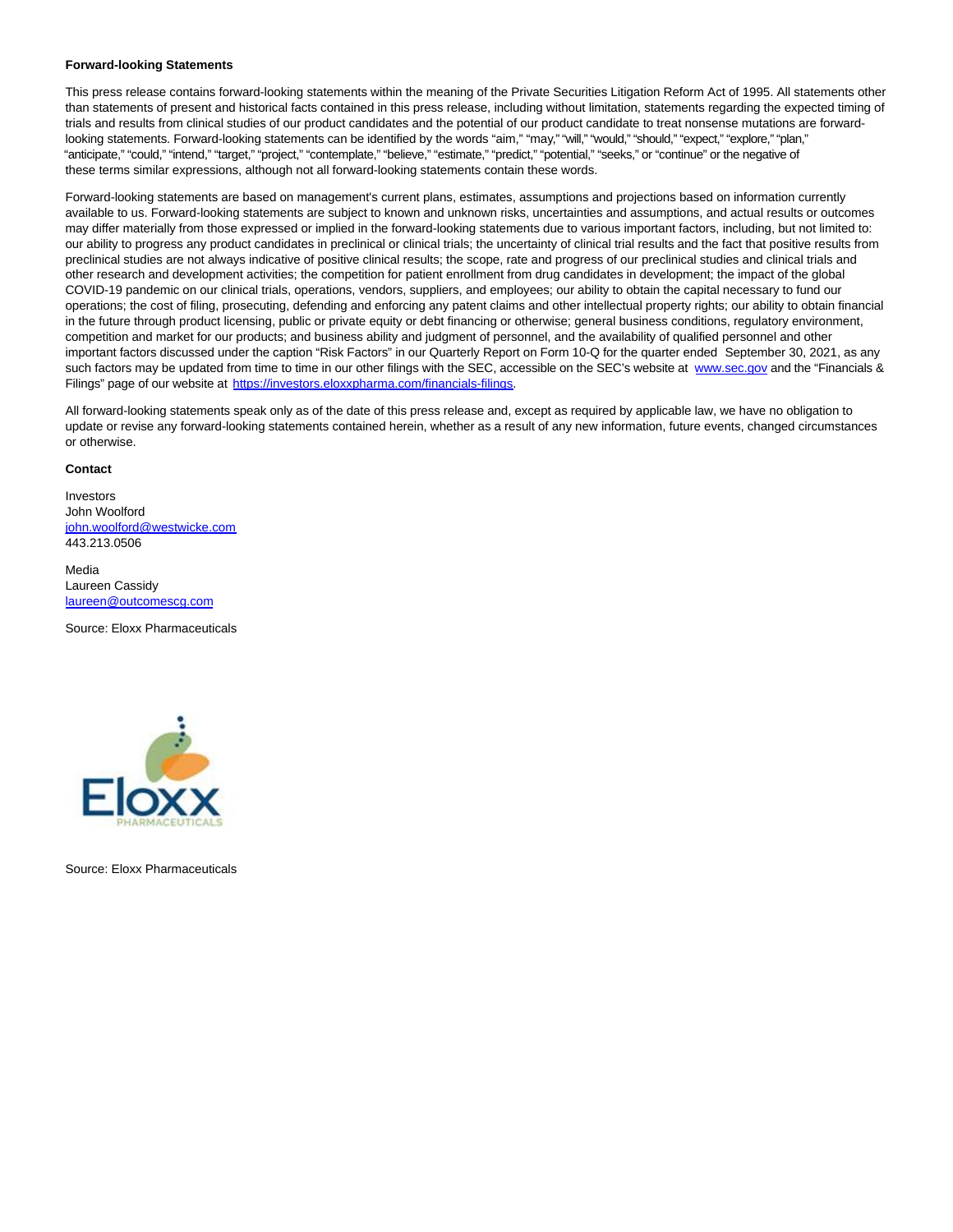**Forward-looking Statements**

This press release contains forward-looking statements within the meaning of the Private Securities Litigation Reform Act of 1995. All statements other than statements of present and historical facts contained in this press release, including without limitation, statements regarding the expected timing of trials and results from clinical studies of our product candidates and the potential of our product candidate to treat nonsense mutations are forward-looking statements. Forward-looking statements can be identified by the words "aim," "may," "will," "would," "should," "expect," "explore," "plan," "anticipate," "could," "intend," "target," "project," "contemplate," "believe," "estimate," "predict," "potential," "seeks," or "continue" or the negative of these terms similar expressions, although not all forward-looking statements contain these words.

Forward-looking statements are based on management's current plans, estimates, assumptions and projections based on information currently available to us. Forward-looking statements are subject to known and unknown risks, uncertainties and assumptions, and actual results or outcomes may differ materially from those expressed or implied in the forward-looking statements due to various important factors, including, but not limited to: our ability to progress any product candidates in preclinical or clinical trials; the uncertainty of clinical trial results and the fact that positive results from preclinical studies are not always indicative of positive clinical results; the scope, rate and progress of our preclinical studies and clinical trials and other research and development activities; the competition for patient enrollment from drug candidates in development; the impact of the global COVID-19 pandemic on our clinical trials, operations, vendors, suppliers, and employees; our ability to obtain the capital necessary to fund our operations; the cost of filing, prosecuting, defending and enforcing any patent claims and other intellectual property rights; our ability to obtain financial in the future through product licensing, public or private equity or debt financing or otherwise; general business conditions, regulatory environment, competition and market for our products; and business ability and judgment of personnel, and the availability of qualified personnel and other important factors discussed under the caption "Risk Factors" in our Quarterly Report on Form 10-Q for the quarter ended September 30, 2021, as any such factors may be updated from time to time in our other filings with the SEC, accessible on the SEC's website at www.sec.gov and the "Financials & Filings" page of our website at https://investors.eloxxpharma.com/financials-filings.

All forward-looking statements speak only as of the date of this press release and, except as required by applicable law, we have no obligation to update or revise any forward-looking statements contained herein, whether as a result of any new information, future events, changed circumstances or otherwise.

**Contact**

Investors
John Woolford
john.woolford@westwicke.com
443.213.0506

Media
Laureen Cassidy
laureen@outcomescg.com

Source: Eloxx Pharmaceuticals

Eloxx PHARMACEUTICALS

Source: Eloxx Pharmaceuticals